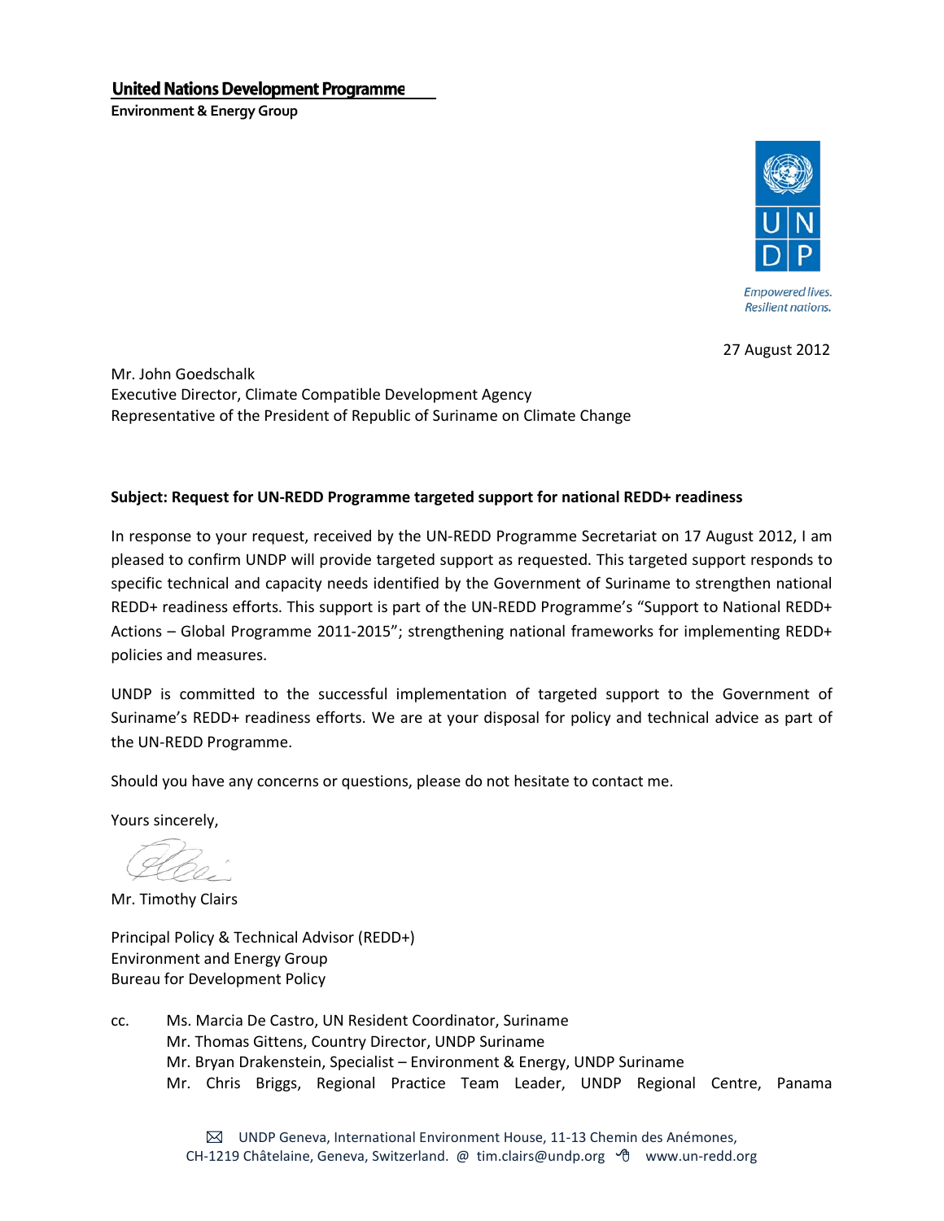**United Nations Development Programme**
**Environment & Energy Group**

*Empowered lives.*
*Resilient nations.*

27 August 2012

Mr. John Goedschalk
Executive Director, Climate Compatible Development Agency
Representative of the President of Republic of Suriname on Climate Change

**Subject: Request for UN-REDD Programme targeted support for national REDD+ readiness**

In response to your request, received by the UN-REDD Programme Secretariat on 17 August 2012, I am pleased to confirm UNDP will provide targeted support as requested. This targeted support responds to specific technical and capacity needs identified by the Government of Suriname to strengthen national REDD+ readiness efforts. This support is part of the UN-REDD Programme's "Support to National REDD+ Actions – Global Programme 2011-2015"; strengthening national frameworks for implementing REDD+ policies and measures.

UNDP is committed to the successful implementation of targeted support to the Government of Suriname's REDD+ readiness efforts. We are at your disposal for policy and technical advice as part of the UN-REDD Programme.

Should you have any concerns or questions, please do not hesitate to contact me.

Yours sincerely,

Mr. Timothy Clairs

Principal Policy & Technical Advisor (REDD+)
Environment and Energy Group
Bureau for Development Policy

cc. Ms. Marcia De Castro, UN Resident Coordinator, Suriname
Mr. Thomas Gittens, Country Director, UNDP Suriname
Mr. Bryan Drakenstein, Specialist – Environment & Energy, UNDP Suriname
Mr. Chris Briggs, Regional Practice Team Leader, UNDP Regional Centre, Panama

UNDP Geneva, International Environment House, 11-13 Chemin des Anémones, CH-1219 Châtelaine, Geneva, Switzerland. @ tim.clairs@undp.org www.un-redd.org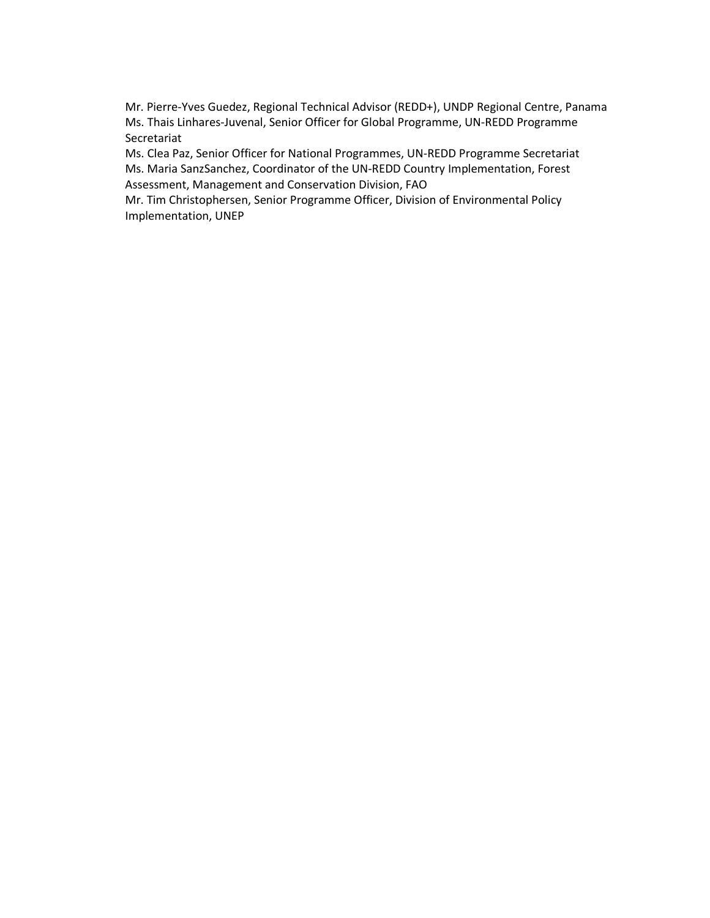Mr. Pierre-Yves Guedez, Regional Technical Advisor (REDD+), UNDP Regional Centre, Panama
Ms. Thais Linhares-Juvenal, Senior Officer for Global Programme, UN-REDD Programme Secretariat
Ms. Clea Paz, Senior Officer for National Programmes, UN-REDD Programme Secretariat
Ms. Maria SanzSanchez, Coordinator of the UN-REDD Country Implementation, Forest Assessment, Management and Conservation Division, FAO
Mr. Tim Christophersen, Senior Programme Officer, Division of Environmental Policy Implementation, UNEP